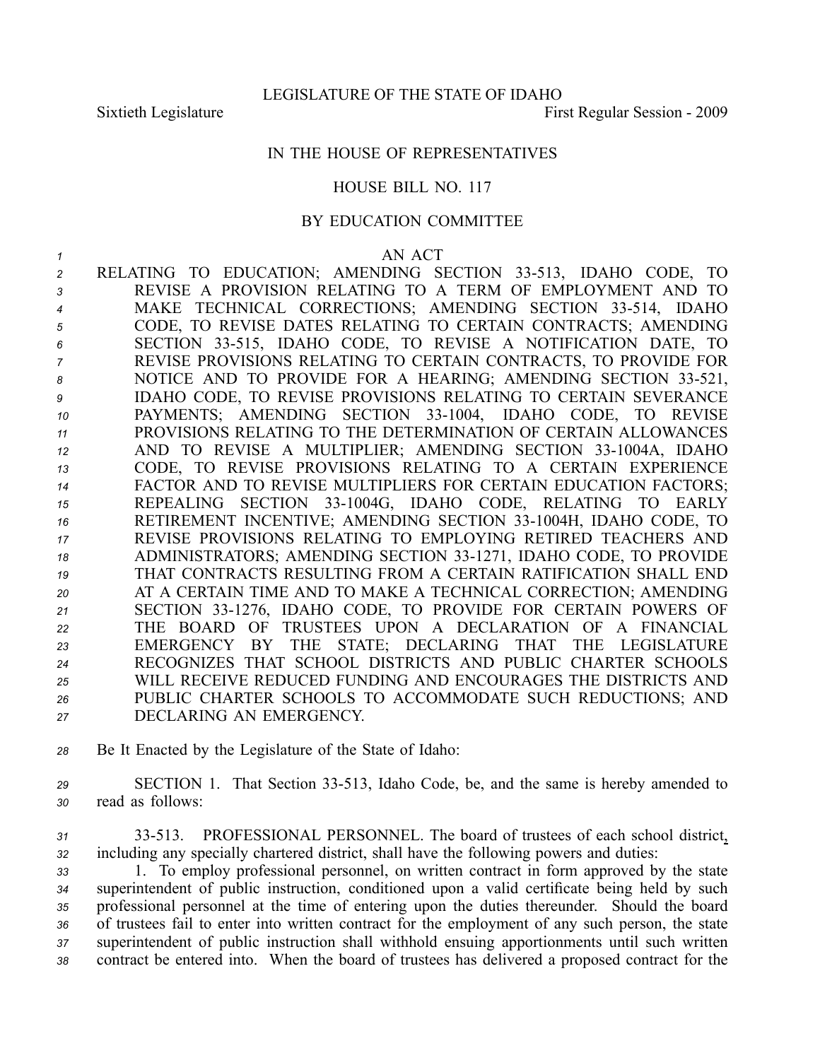LEGISLATURE OF THE STATE OF IDAHO

Sixtieth Legislature First Regular Session - 2009

# IN THE HOUSE OF REPRESENTATIVES

## HOUSE BILL NO. 117

### BY EDUCATION COMMITTEE

AN ACT

RELATING TO EDUCATION; AMENDING SECTION 33-513, IDAHO CODE, TO REVISE A PROVISION RELATING TO A TERM OF EMPLOYMENT AND TO MAKE TECHNICAL CORRECTIONS; AMENDING SECTION 33-514, IDAHO CODE, TO REVISE DATES RELATING TO CERTAIN CONTRACTS; AMENDING SECTION 33-515, IDAHO CODE, TO REVISE A NOTIFICATION DATE, TO REVISE PROVISIONS RELATING TO CERTAIN CONTRACTS, TO PROVIDE FOR NOTICE AND TO PROVIDE FOR A HEARING; AMENDING SECTION 33-521, IDAHO CODE, TO REVISE PROVISIONS RELATING TO CERTAIN SEVERANCE PAYMENTS; AMENDING SECTION 33-1004, IDAHO CODE, TO REVISE PROVISIONS RELATING TO THE DETERMINATION OF CERTAIN ALLOWANCES AND TO REVISE A MULTIPLIER; AMENDING SECTION 33-1004A, IDAHO CODE, TO REVISE PROVISIONS RELATING TO A CERTAIN EXPERIENCE FACTOR AND TO REVISE MULTIPLIERS FOR CERTAIN EDUCATION FACTORS; REPEALING SECTION 33-1004G, IDAHO CODE, RELATING TO EARLY RETIREMENT INCENTIVE; AMENDING SECTION 33-1004H, IDAHO CODE, TO REVISE PROVISIONS RELATING TO EMPLOYING RETIRED TEACHERS AND ADMINISTRATORS; AMENDING SECTION 33-1271, IDAHO CODE, TO PROVIDE THAT CONTRACTS RESULTING FROM A CERTAIN RATIFICATION SHALL END AT A CERTAIN TIME AND TO MAKE A TECHNICAL CORRECTION; AMENDING SECTION 33-1276, IDAHO CODE, TO PROVIDE FOR CERTAIN POWERS OF THE BOARD OF TRUSTEES UPON A DECLARATION OF A FINANCIAL EMERGENCY BY THE STATE; DECLARING THAT THE LEGISLATURE RECOGNIZES THAT SCHOOL DISTRICTS AND PUBLIC CHARTER SCHOOLS WILL RECEIVE REDUCED FUNDING AND ENCOURAGES THE DISTRICTS AND PUBLIC CHARTER SCHOOLS TO ACCOMMODATE SUCH REDUCTIONS; AND DECLARING AN EMERGENCY.

Be It Enacted by the Legislature of the State of Idaho:

SECTION 1. That Section 33-513, Idaho Code, be, and the same is hereby amended to read as follows:

33-513. PROFESSIONAL PERSONNEL. The board of trustees of each school district, including any specially chartered district, shall have the following powers and duties:

1. To employ professional personnel, on written contract in form approved by the state superintendent of public instruction, conditioned upon a valid certificate being held by such professional personnel at the time of entering upon the duties thereunder. Should the board of trustees fail to enter into written contract for the employment of any such person, the state superintendent of public instruction shall withhold ensuing apportionments until such written contract be entered into. When the board of trustees has delivered a proposed contract for the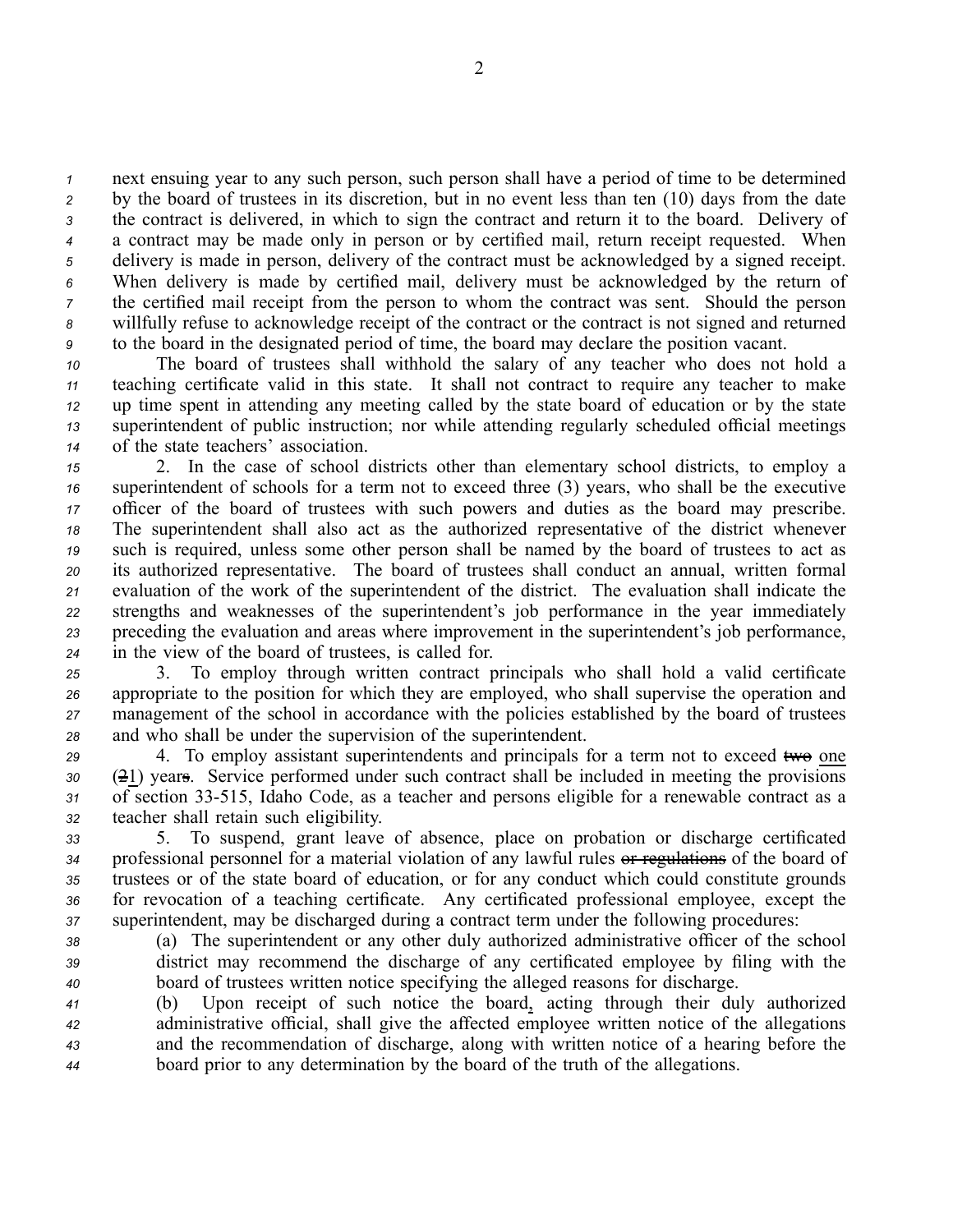next ensuing year to any such person, such person shall have a period of time to be determined by the board of trustees in its discretion, but in no event less than ten (10) days from the date the contract is delivered, in which to sign the contract and return it to the board. Delivery of a contract may be made only in person or by certified mail, return receipt requested. When delivery is made in person, delivery of the contract must be acknowledged by a signed receipt. When delivery is made by certified mail, delivery must be acknowledged by the return of the certified mail receipt from the person to whom the contract was sent. Should the person willfully refuse to acknowledge receipt of the contract or the contract is not signed and returned to the board in the designated period of time, the board may declare the position vacant.

The board of trustees shall withhold the salary of any teacher who does not hold a teaching certificate valid in this state. It shall not contract to require any teacher to make up time spent in attending any meeting called by the state board of education or by the state superintendent of public instruction; nor while attending regularly scheduled official meetings of the state teachers' association.

2. In the case of school districts other than elementary school districts, to employ a superintendent of schools for a term not to exceed three (3) years, who shall be the executive officer of the board of trustees with such powers and duties as the board may prescribe. The superintendent shall also act as the authorized representative of the district whenever such is required, unless some other person shall be named by the board of trustees to act as its authorized representative. The board of trustees shall conduct an annual, written formal evaluation of the work of the superintendent of the district. The evaluation shall indicate the strengths and weaknesses of the superintendent's job performance in the year immediately preceding the evaluation and areas where improvement in the superintendent's job performance, in the view of the board of trustees, is called for.

3. To employ through written contract principals who shall hold a valid certificate appropriate to the position for which they are employed, who shall supervise the operation and management of the school in accordance with the policies established by the board of trustees and who shall be under the supervision of the superintendent.

4. To employ assistant superintendents and principals for a term not to exceed ~~two~~ <u>one</u> (~~2~~<u>1</u>) year~~s~~. Service performed under such contract shall be included in meeting the provisions of section 33-515, Idaho Code, as a teacher and persons eligible for a renewable contract as a teacher shall retain such eligibility.

5. To suspend, grant leave of absence, place on probation or discharge certificated professional personnel for a material violation of any lawful rules ~~or regulations~~ of the board of trustees or of the state board of education, or for any conduct which could constitute grounds for revocation of a teaching certificate. Any certificated professional employee, except the superintendent, may be discharged during a contract term under the following procedures:

(a) The superintendent or any other duly authorized administrative officer of the school district may recommend the discharge of any certificated employee by filing with the board of trustees written notice specifying the alleged reasons for discharge.

(b) Upon receipt of such notice the board<u>,</u> acting through their duly authorized administrative official, shall give the affected employee written notice of the allegations and the recommendation of discharge, along with written notice of a hearing before the board prior to any determination by the board of the truth of the allegations.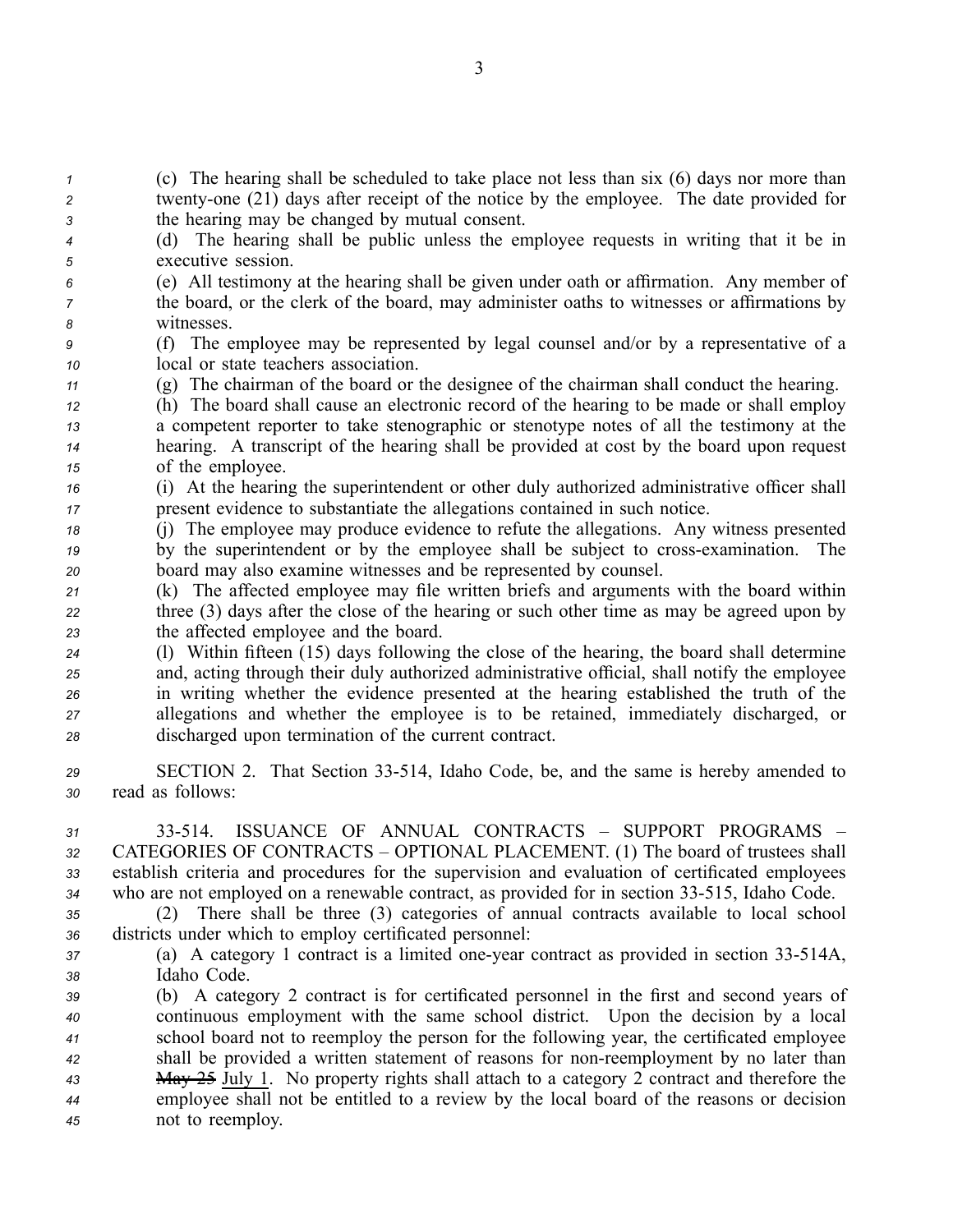(c) The hearing shall be scheduled to take place not less than six (6) days nor more than twenty-one (21) days after receipt of the notice by the employee. The date provided for the hearing may be changed by mutual consent.

(d) The hearing shall be public unless the employee requests in writing that it be in executive session.

(e) All testimony at the hearing shall be given under oath or affirmation. Any member of the board, or the clerk of the board, may administer oaths to witnesses or affirmations by witnesses.

(f) The employee may be represented by legal counsel and/or by a representative of a local or state teachers association.

(g) The chairman of the board or the designee of the chairman shall conduct the hearing.

(h) The board shall cause an electronic record of the hearing to be made or shall employ a competent reporter to take stenographic or stenotype notes of all the testimony at the hearing. A transcript of the hearing shall be provided at cost by the board upon request of the employee.

(i) At the hearing the superintendent or other duly authorized administrative officer shall present evidence to substantiate the allegations contained in such notice.

(j) The employee may produce evidence to refute the allegations. Any witness presented by the superintendent or by the employee shall be subject to cross-examination. The board may also examine witnesses and be represented by counsel.

(k) The affected employee may file written briefs and arguments with the board within three (3) days after the close of the hearing or such other time as may be agreed upon by the affected employee and the board.

(l) Within fifteen (15) days following the close of the hearing, the board shall determine and, acting through their duly authorized administrative official, shall notify the employee in writing whether the evidence presented at the hearing established the truth of the allegations and whether the employee is to be retained, immediately discharged, or discharged upon termination of the current contract.

SECTION 2. That Section 33-514, Idaho Code, be, and the same is hereby amended to read as follows:

33-514. ISSUANCE OF ANNUAL CONTRACTS – SUPPORT PROGRAMS – CATEGORIES OF CONTRACTS – OPTIONAL PLACEMENT. (1) The board of trustees shall establish criteria and procedures for the supervision and evaluation of certificated employees who are not employed on a renewable contract, as provided for in section 33-515, Idaho Code.

(2) There shall be three (3) categories of annual contracts available to local school districts under which to employ certificated personnel:

(a) A category 1 contract is a limited one-year contract as provided in section 33-514A, Idaho Code.

(b) A category 2 contract is for certificated personnel in the first and second years of continuous employment with the same school district. Upon the decision by a local school board not to reemploy the person for the following year, the certificated employee shall be provided a written statement of reasons for non-reemployment by no later than ~~May 25~~ July 1. No property rights shall attach to a category 2 contract and therefore the employee shall not be entitled to a review by the local board of the reasons or decision not to reemploy.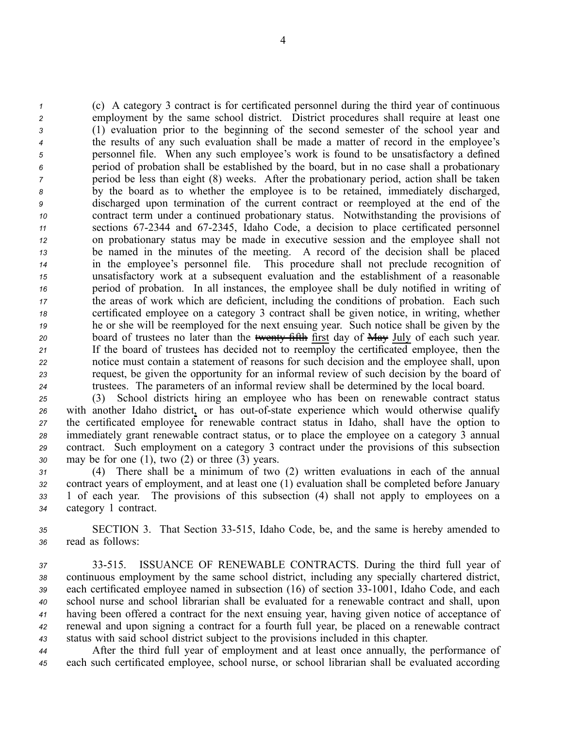(c) A category 3 contract is for certificated personnel during the third year of continuous employment by the same school district. District procedures shall require at least one (1) evaluation prior to the beginning of the second semester of the school year and the results of any such evaluation shall be made a matter of record in the employee's personnel file. When any such employee's work is found to be unsatisfactory a defined period of probation shall be established by the board, but in no case shall a probationary period be less than eight (8) weeks. After the probationary period, action shall be taken by the board as to whether the employee is to be retained, immediately discharged, discharged upon termination of the current contract or reemployed at the end of the contract term under a continued probationary status. Notwithstanding the provisions of sections 67-2344 and 67-2345, Idaho Code, a decision to place certificated personnel on probationary status may be made in executive session and the employee shall not be named in the minutes of the meeting. A record of the decision shall be placed in the employee's personnel file. This procedure shall not preclude recognition of unsatisfactory work at a subsequent evaluation and the establishment of a reasonable period of probation. In all instances, the employee shall be duly notified in writing of the areas of work which are deficient, including the conditions of probation. Each such certificated employee on a category 3 contract shall be given notice, in writing, whether he or she will be reemployed for the next ensuing year. Such notice shall be given by the board of trustees no later than the ~~twenty-fifth~~ first day of ~~May~~ July of each such year. If the board of trustees has decided not to reemploy the certificated employee, then the notice must contain a statement of reasons for such decision and the employee shall, upon request, be given the opportunity for an informal review of such decision by the board of trustees. The parameters of an informal review shall be determined by the local board.

(3) School districts hiring an employee who has been on renewable contract status with another Idaho district, or has out-of-state experience which would otherwise qualify the certificated employee for renewable contract status in Idaho, shall have the option to immediately grant renewable contract status, or to place the employee on a category 3 annual contract. Such employment on a category 3 contract under the provisions of this subsection may be for one (1), two (2) or three (3) years.

(4) There shall be a minimum of two (2) written evaluations in each of the annual contract years of employment, and at least one (1) evaluation shall be completed before January 1 of each year. The provisions of this subsection (4) shall not apply to employees on a category 1 contract.

SECTION 3. That Section 33-515, Idaho Code, be, and the same is hereby amended to read as follows:

33-515. ISSUANCE OF RENEWABLE CONTRACTS. During the third full year of continuous employment by the same school district, including any specially chartered district, each certificated employee named in subsection (16) of section 33-1001, Idaho Code, and each school nurse and school librarian shall be evaluated for a renewable contract and shall, upon having been offered a contract for the next ensuing year, having given notice of acceptance of renewal and upon signing a contract for a fourth full year, be placed on a renewable contract status with said school district subject to the provisions included in this chapter.

After the third full year of employment and at least once annually, the performance of each such certificated employee, school nurse, or school librarian shall be evaluated according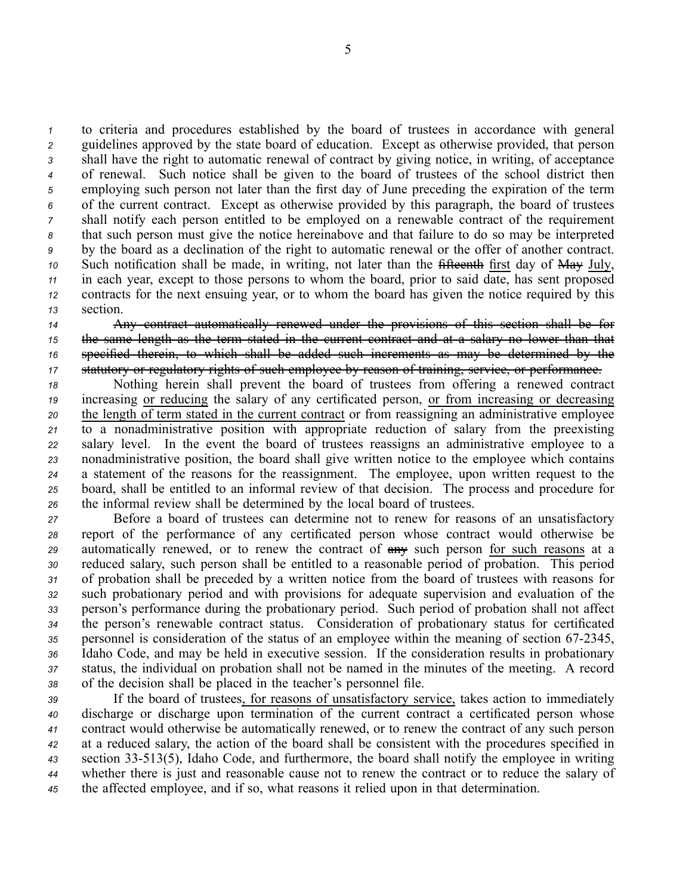to criteria and procedures established by the board of trustees in accordance with general guidelines approved by the state board of education. Except as otherwise provided, that person shall have the right to automatic renewal of contract by giving notice, in writing, of acceptance of renewal. Such notice shall be given to the board of trustees of the school district then employing such person not later than the first day of June preceding the expiration of the term of the current contract. Except as otherwise provided by this paragraph, the board of trustees shall notify each person entitled to be employed on a renewable contract of the requirement that such person must give the notice hereinabove and that failure to do so may be interpreted by the board as a declination of the right to automatic renewal or the offer of another contract. Such notification shall be made, in writing, not later than the ~~fifteenth~~ <u>first</u> day of ~~May~~ <u>July</u>, in each year, except to those persons to whom the board, prior to said date, has sent proposed contracts for the next ensuing year, or to whom the board has given the notice required by this section.

~~Any contract automatically renewed under the provisions of this section shall be for the same length as the term stated in the current contract and at a salary no lower than that specified therein, to which shall be added such increments as may be determined by the statutory or regulatory rights of such employee by reason of training, service, or performance.~~

Nothing herein shall prevent the board of trustees from offering a renewed contract increasing <u>or reducing</u> the salary of any certificated person, <u>or from increasing or decreasing the length of term stated in the current contract</u> or from reassigning an administrative employee to a nonadministrative position with appropriate reduction of salary from the preexisting salary level. In the event the board of trustees reassigns an administrative employee to a nonadministrative position, the board shall give written notice to the employee which contains a statement of the reasons for the reassignment. The employee, upon written request to the board, shall be entitled to an informal review of that decision. The process and procedure for the informal review shall be determined by the local board of trustees.

Before a board of trustees can determine not to renew for reasons of an unsatisfactory report of the performance of any certificated person whose contract would otherwise be automatically renewed, or to renew the contract of ~~any~~ such person <u>for such reasons</u> at a reduced salary, such person shall be entitled to a reasonable period of probation. This period of probation shall be preceded by a written notice from the board of trustees with reasons for such probationary period and with provisions for adequate supervision and evaluation of the person's performance during the probationary period. Such period of probation shall not affect the person's renewable contract status. Consideration of probationary status for certificated personnel is consideration of the status of an employee within the meaning of section 67-2345, Idaho Code, and may be held in executive session. If the consideration results in probationary status, the individual on probation shall not be named in the minutes of the meeting. A record of the decision shall be placed in the teacher's personnel file.

If the board of trustees<u>, for reasons of unsatisfactory service,</u> takes action to immediately discharge or discharge upon termination of the current contract a certificated person whose contract would otherwise be automatically renewed, or to renew the contract of any such person at a reduced salary, the action of the board shall be consistent with the procedures specified in section 33-513(5), Idaho Code, and furthermore, the board shall notify the employee in writing whether there is just and reasonable cause not to renew the contract or to reduce the salary of the affected employee, and if so, what reasons it relied upon in that determination.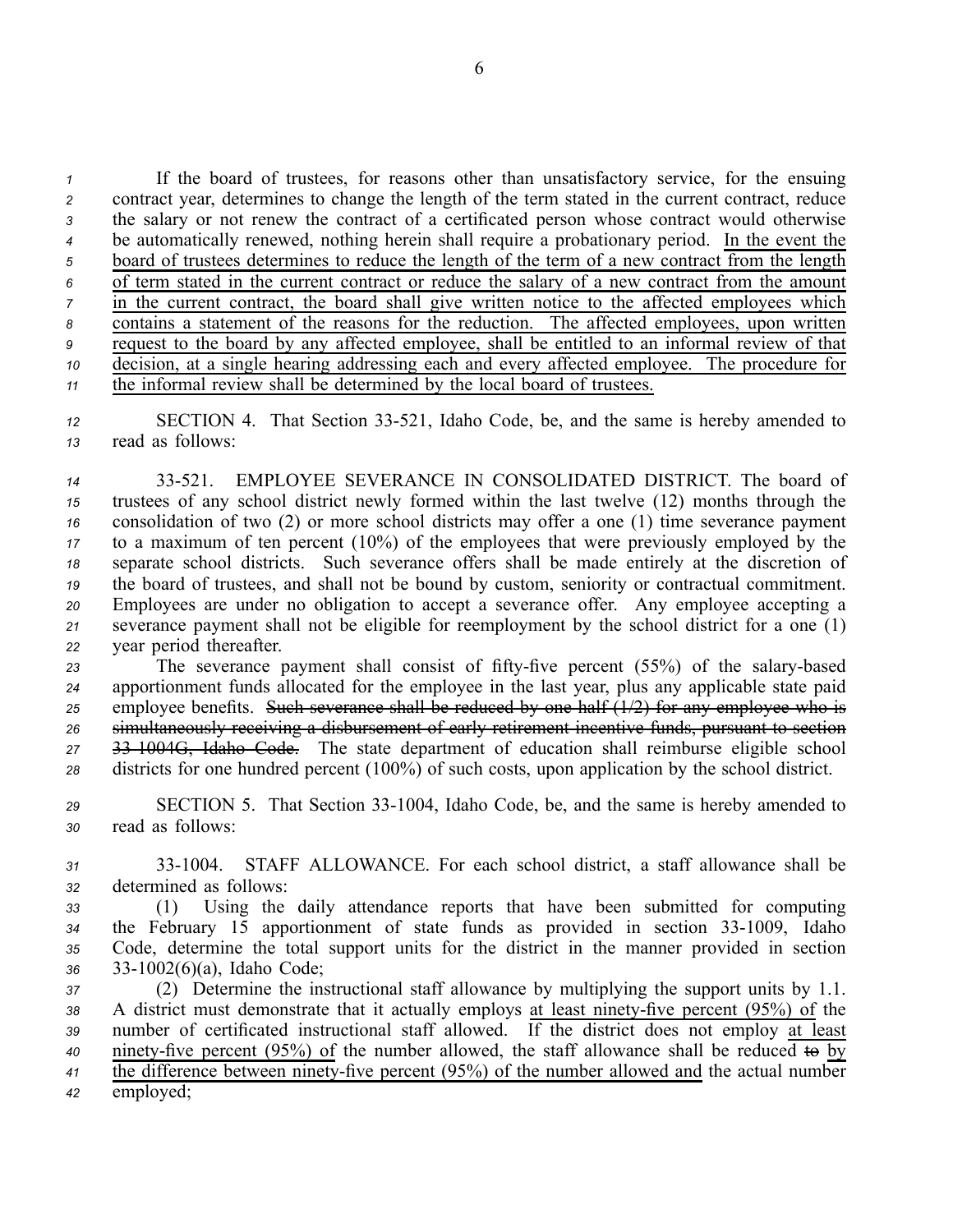If the board of trustees, for reasons other than unsatisfactory service, for the ensuing contract year, determines to change the length of the term stated in the current contract, reduce the salary or not renew the contract of a certificated person whose contract would otherwise be automatically renewed, nothing herein shall require a probationary period. <u>In the event the board of trustees determines to reduce the length of the term of a new contract from the length of term stated in the current contract or reduce the salary of a new contract from the amount in the current contract, the board shall give written notice to the affected employees which contains a statement of the reasons for the reduction. The affected employees, upon written request to the board by any affected employee, shall be entitled to an informal review of that decision, at a single hearing addressing each and every affected employee. The procedure for the informal review shall be determined by the local board of trustees.</u>

SECTION 4. That Section 33-521, Idaho Code, be, and the same is hereby amended to read as follows:

33-521. EMPLOYEE SEVERANCE IN CONSOLIDATED DISTRICT. The board of trustees of any school district newly formed within the last twelve (12) months through the consolidation of two (2) or more school districts may offer a one (1) time severance payment to a maximum of ten percent (10%) of the employees that were previously employed by the separate school districts. Such severance offers shall be made entirely at the discretion of the board of trustees, and shall not be bound by custom, seniority or contractual commitment. Employees are under no obligation to accept a severance offer. Any employee accepting a severance payment shall not be eligible for reemployment by the school district for a one (1) year period thereafter.

The severance payment shall consist of fifty-five percent (55%) of the salary-based apportionment funds allocated for the employee in the last year, plus any applicable state paid employee benefits. ~~Such severance shall be reduced by one-half (1/2) for any employee who is simultaneously receiving a disbursement of early retirement incentive funds, pursuant to section 33-1004G, Idaho Code.~~ The state department of education shall reimburse eligible school districts for one hundred percent (100%) of such costs, upon application by the school district.

SECTION 5. That Section 33-1004, Idaho Code, be, and the same is hereby amended to read as follows:

33-1004. STAFF ALLOWANCE. For each school district, a staff allowance shall be determined as follows:

(1) Using the daily attendance reports that have been submitted for computing the February 15 apportionment of state funds as provided in section 33-1009, Idaho Code, determine the total support units for the district in the manner provided in section 33-1002(6)(a), Idaho Code;

(2) Determine the instructional staff allowance by multiplying the support units by 1.1. A district must demonstrate that it actually employs <u>at least ninety-five percent (95%) of</u> the number of certificated instructional staff allowed. If the district does not employ <u>at least ninety-five percent (95%) of</u> the number allowed, the staff allowance shall be reduced ~~to~~ <u>by the difference between ninety-five percent (95%) of the number allowed and</u> the actual number employed;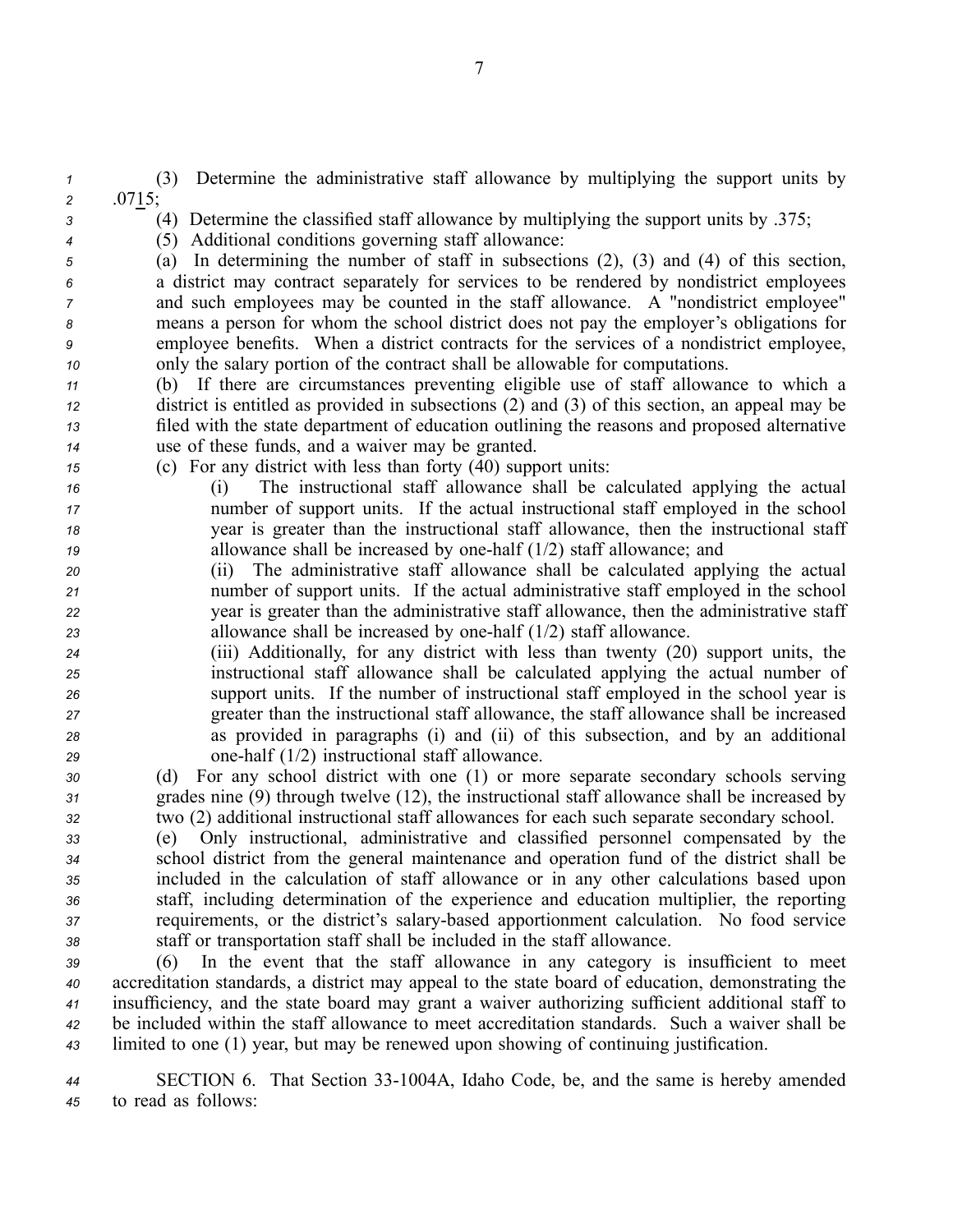(3) Determine the administrative staff allowance by multiplying the support units by .0715;

(4) Determine the classified staff allowance by multiplying the support units by .375;

(5) Additional conditions governing staff allowance:

(a) In determining the number of staff in subsections (2), (3) and (4) of this section, a district may contract separately for services to be rendered by nondistrict employees and such employees may be counted in the staff allowance. A "nondistrict employee" means a person for whom the school district does not pay the employer's obligations for employee benefits. When a district contracts for the services of a nondistrict employee, only the salary portion of the contract shall be allowable for computations.

(b) If there are circumstances preventing eligible use of staff allowance to which a district is entitled as provided in subsections (2) and (3) of this section, an appeal may be filed with the state department of education outlining the reasons and proposed alternative use of these funds, and a waiver may be granted.

(c) For any district with less than forty (40) support units:

(i) The instructional staff allowance shall be calculated applying the actual number of support units. If the actual instructional staff employed in the school year is greater than the instructional staff allowance, then the instructional staff allowance shall be increased by one-half (1/2) staff allowance; and

(ii) The administrative staff allowance shall be calculated applying the actual number of support units. If the actual administrative staff employed in the school year is greater than the administrative staff allowance, then the administrative staff allowance shall be increased by one-half (1/2) staff allowance.

(iii) Additionally, for any district with less than twenty (20) support units, the instructional staff allowance shall be calculated applying the actual number of support units. If the number of instructional staff employed in the school year is greater than the instructional staff allowance, the staff allowance shall be increased as provided in paragraphs (i) and (ii) of this subsection, and by an additional one-half (1/2) instructional staff allowance.

(d) For any school district with one (1) or more separate secondary schools serving grades nine (9) through twelve (12), the instructional staff allowance shall be increased by two (2) additional instructional staff allowances for each such separate secondary school.

(e) Only instructional, administrative and classified personnel compensated by the school district from the general maintenance and operation fund of the district shall be included in the calculation of staff allowance or in any other calculations based upon staff, including determination of the experience and education multiplier, the reporting requirements, or the district's salary-based apportionment calculation. No food service staff or transportation staff shall be included in the staff allowance.

(6) In the event that the staff allowance in any category is insufficient to meet accreditation standards, a district may appeal to the state board of education, demonstrating the insufficiency, and the state board may grant a waiver authorizing sufficient additional staff to be included within the staff allowance to meet accreditation standards. Such a waiver shall be limited to one (1) year, but may be renewed upon showing of continuing justification.

SECTION 6. That Section 33-1004A, Idaho Code, be, and the same is hereby amended to read as follows: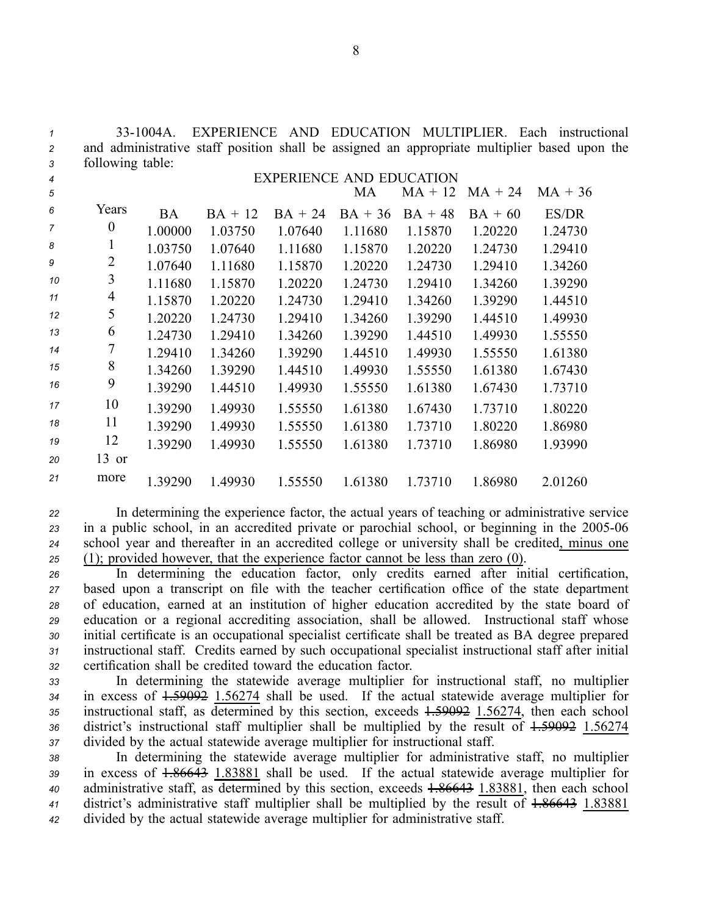33-1004A. EXPERIENCE AND EDUCATION MULTIPLIER. Each instructional and administrative staff position shall be assigned an appropriate multiplier based upon the following table:

| | EXPERIENCE AND EDUCATION | | | | | | |
|---|---|---|---|---|---|---|---|
| | | | | MA | MA + 12 | MA + 24 | MA + 36 |
| Years | BA | BA + 12 | BA + 24 | BA + 36 | BA + 48 | BA + 60 | ES/DR |
| 0 | 1.00000 | 1.03750 | 1.07640 | 1.11680 | 1.15870 | 1.20220 | 1.24730 |
| 1 | 1.03750 | 1.07640 | 1.11680 | 1.15870 | 1.20220 | 1.24730 | 1.29410 |
| 2 | 1.07640 | 1.11680 | 1.15870 | 1.20220 | 1.24730 | 1.29410 | 1.34260 |
| 3 | 1.11680 | 1.15870 | 1.20220 | 1.24730 | 1.29410 | 1.34260 | 1.39290 |
| 4 | 1.15870 | 1.20220 | 1.24730 | 1.29410 | 1.34260 | 1.39290 | 1.44510 |
| 5 | 1.20220 | 1.24730 | 1.29410 | 1.34260 | 1.39290 | 1.44510 | 1.49930 |
| 6 | 1.24730 | 1.29410 | 1.34260 | 1.39290 | 1.44510 | 1.49930 | 1.55550 |
| 7 | 1.29410 | 1.34260 | 1.39290 | 1.44510 | 1.49930 | 1.55550 | 1.61380 |
| 8 | 1.34260 | 1.39290 | 1.44510 | 1.49930 | 1.55550 | 1.61380 | 1.67430 |
| 9 | 1.39290 | 1.44510 | 1.49930 | 1.55550 | 1.61380 | 1.67430 | 1.73710 |
| 10 | 1.39290 | 1.49930 | 1.55550 | 1.61380 | 1.67430 | 1.73710 | 1.80220 |
| 11 | 1.39290 | 1.49930 | 1.55550 | 1.61380 | 1.73710 | 1.80220 | 1.86980 |
| 12 | 1.39290 | 1.49930 | 1.55550 | 1.61380 | 1.73710 | 1.86980 | 1.93990 |
| 13 or more | 1.39290 | 1.49930 | 1.55550 | 1.61380 | 1.73710 | 1.86980 | 2.01260 |

In determining the experience factor, the actual years of teaching or administrative service in a public school, in an accredited private or parochial school, or beginning in the 2005-06 school year and thereafter in an accredited college or university shall be credited, minus one (1); provided however, that the experience factor cannot be less than zero (0).

In determining the education factor, only credits earned after initial certification, based upon a transcript on file with the teacher certification office of the state department of education, earned at an institution of higher education accredited by the state board of education or a regional accrediting association, shall be allowed. Instructional staff whose initial certificate is an occupational specialist certificate shall be treated as BA degree prepared instructional staff. Credits earned by such occupational specialist instructional staff after initial certification shall be credited toward the education factor.

In determining the statewide average multiplier for instructional staff, no multiplier in excess of ~~1.59092~~ 1.56274 shall be used. If the actual statewide average multiplier for instructional staff, as determined by this section, exceeds ~~1.59092~~ 1.56274, then each school district's instructional staff multiplier shall be multiplied by the result of ~~1.59092~~ 1.56274 divided by the actual statewide average multiplier for instructional staff.

In determining the statewide average multiplier for administrative staff, no multiplier in excess of ~~1.86643~~ 1.83881 shall be used. If the actual statewide average multiplier for administrative staff, as determined by this section, exceeds ~~1.86643~~ 1.83881, then each school district's administrative staff multiplier shall be multiplied by the result of ~~1.86643~~ 1.83881 divided by the actual statewide average multiplier for administrative staff.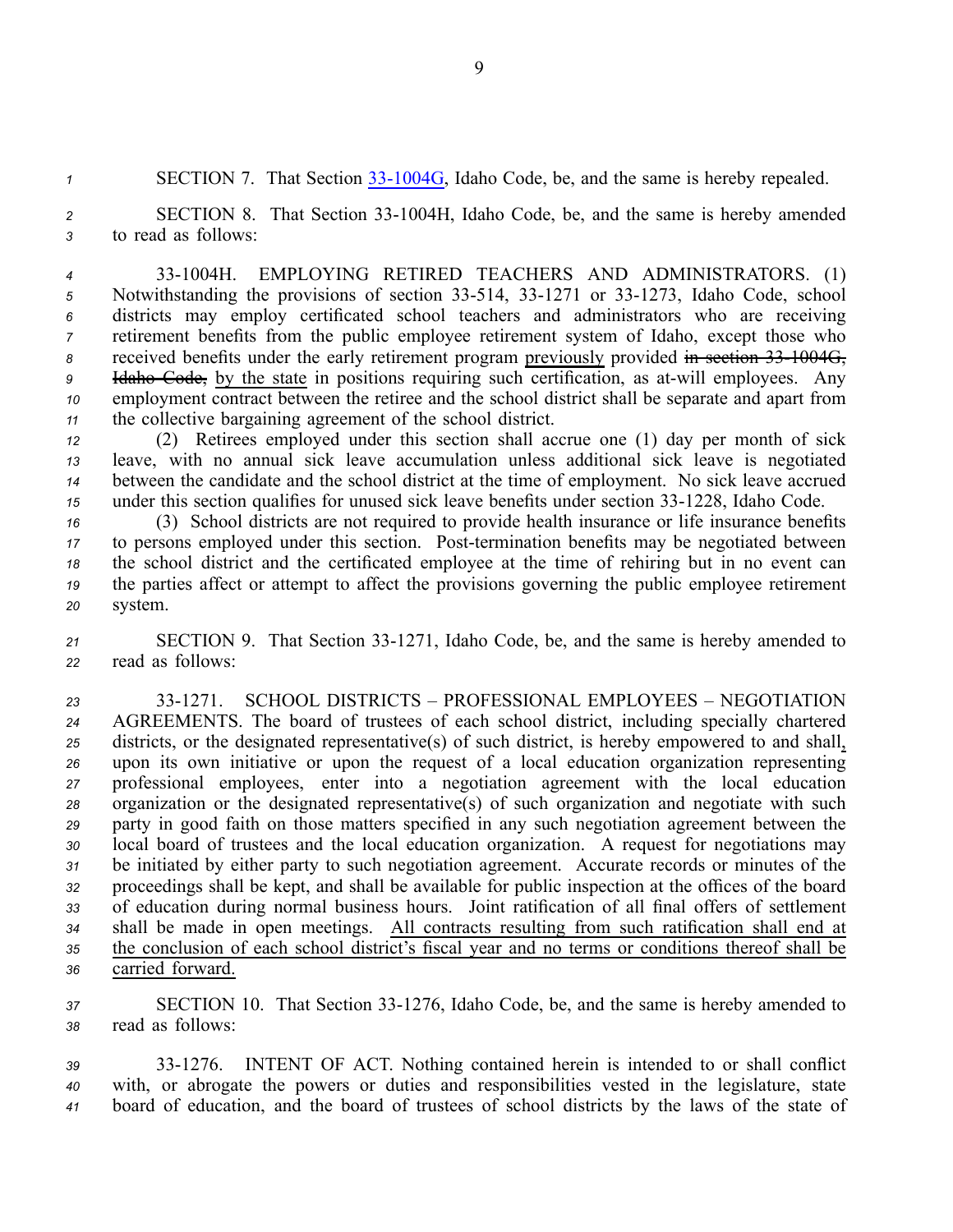SECTION 7. That Section 33-1004G, Idaho Code, be, and the same is hereby repealed.

SECTION 8. That Section 33-1004H, Idaho Code, be, and the same is hereby amended to read as follows:

33-1004H. EMPLOYING RETIRED TEACHERS AND ADMINISTRATORS. (1) Notwithstanding the provisions of section 33-514, 33-1271 or 33-1273, Idaho Code, school districts may employ certificated school teachers and administrators who are receiving retirement benefits from the public employee retirement system of Idaho, except those who received benefits under the early retirement program <u>previously</u> provided ~~in section 33-1004G, Idaho Code,~~ <u>by the state</u> in positions requiring such certification, as at-will employees. Any employment contract between the retiree and the school district shall be separate and apart from the collective bargaining agreement of the school district.

(2) Retirees employed under this section shall accrue one (1) day per month of sick leave, with no annual sick leave accumulation unless additional sick leave is negotiated between the candidate and the school district at the time of employment. No sick leave accrued under this section qualifies for unused sick leave benefits under section 33-1228, Idaho Code.

(3) School districts are not required to provide health insurance or life insurance benefits to persons employed under this section. Post-termination benefits may be negotiated between the school district and the certificated employee at the time of rehiring but in no event can the parties affect or attempt to affect the provisions governing the public employee retirement system.

SECTION 9. That Section 33-1271, Idaho Code, be, and the same is hereby amended to read as follows:

33-1271. SCHOOL DISTRICTS – PROFESSIONAL EMPLOYEES – NEGOTIATION AGREEMENTS. The board of trustees of each school district, including specially chartered districts, or the designated representative(s) of such district, is hereby empowered to and shall<u>,</u> upon its own initiative or upon the request of a local education organization representing professional employees, enter into a negotiation agreement with the local education organization or the designated representative(s) of such organization and negotiate with such party in good faith on those matters specified in any such negotiation agreement between the local board of trustees and the local education organization. A request for negotiations may be initiated by either party to such negotiation agreement. Accurate records or minutes of the proceedings shall be kept, and shall be available for public inspection at the offices of the board of education during normal business hours. Joint ratification of all final offers of settlement shall be made in open meetings. <u>All contracts resulting from such ratification shall end at the conclusion of each school district's fiscal year and no terms or conditions thereof shall be carried forward.</u>

SECTION 10. That Section 33-1276, Idaho Code, be, and the same is hereby amended to read as follows:

33-1276. INTENT OF ACT. Nothing contained herein is intended to or shall conflict with, or abrogate the powers or duties and responsibilities vested in the legislature, state board of education, and the board of trustees of school districts by the laws of the state of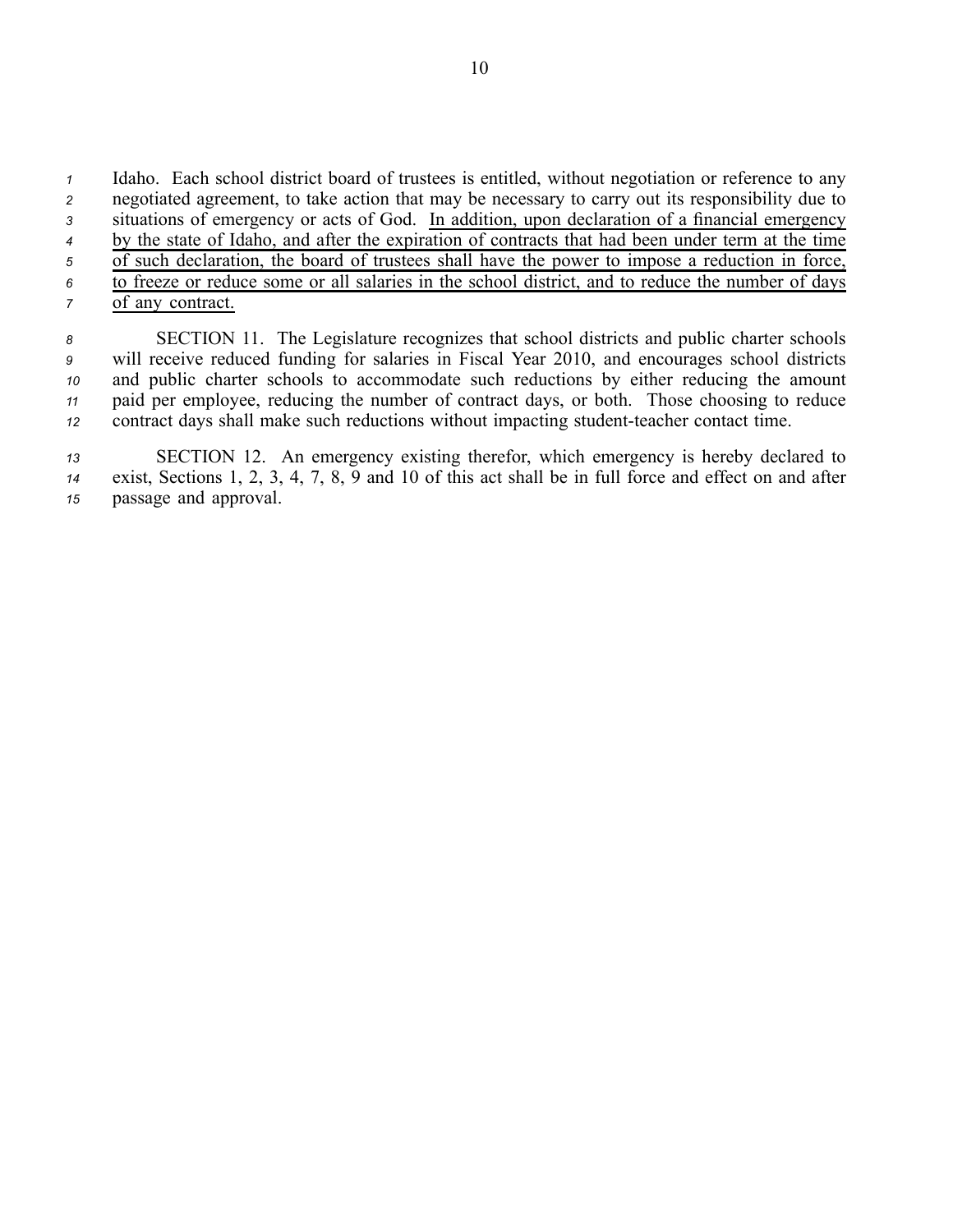Idaho. Each school district board of trustees is entitled, without negotiation or reference to any negotiated agreement, to take action that may be necessary to carry out its responsibility due to situations of emergency or acts of God. <u>In addition, upon declaration of a financial emergency by the state of Idaho, and after the expiration of contracts that had been under term at the time of such declaration, the board of trustees shall have the power to impose a reduction in force, to freeze or reduce some or all salaries in the school district, and to reduce the number of days of any contract.</u>

SECTION 11. The Legislature recognizes that school districts and public charter schools will receive reduced funding for salaries in Fiscal Year 2010, and encourages school districts and public charter schools to accommodate such reductions by either reducing the amount paid per employee, reducing the number of contract days, or both. Those choosing to reduce contract days shall make such reductions without impacting student-teacher contact time.

SECTION 12. An emergency existing therefor, which emergency is hereby declared to exist, Sections 1, 2, 3, 4, 7, 8, 9 and 10 of this act shall be in full force and effect on and after passage and approval.